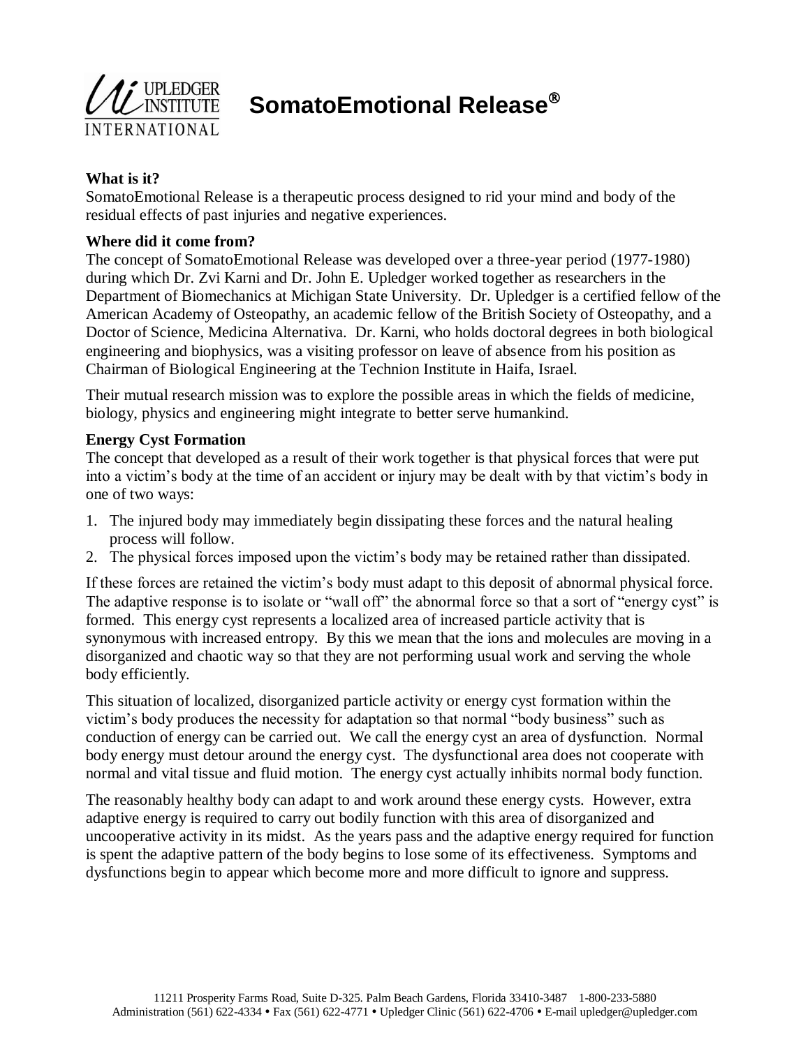# SomatoEmotional Release®

**What is it?**

SomatoEmotional Release is a therapeutic process designed to rid your mind and body of the residual effects of past injuries and negative experiences.

**Where did it come from?**

The concept of SomatoEmotional Release was developed over a three-year period (1977-1980) during which Dr. Zvi Karni and Dr. John E. Upledger worked together as researchers in the Department of Biomechanics at Michigan State University. Dr. Upledger is a certified fellow of the American Academy of Osteopathy, an academic fellow of the British Society of Osteopathy, and a Doctor of Science, Medicina Alternativa. Dr. Karni, who holds doctoral degrees in both biological engineering and biophysics, was a visiting professor on leave of absence from his position as Chairman of Biological Engineering at the Technion Institute in Haifa, Israel.

Their mutual research mission was to explore the possible areas in which the fields of medicine, biology, physics and engineering might integrate to better serve humankind.

**Energy Cyst Formation**

The concept that developed as a result of their work together is that physical forces that were put into a victim's body at the time of an accident or injury may be dealt with by that victim's body in one of two ways:

1. The injured body may immediately begin dissipating these forces and the natural healing process will follow.
2. The physical forces imposed upon the victim's body may be retained rather than dissipated.

If these forces are retained the victim's body must adapt to this deposit of abnormal physical force. The adaptive response is to isolate or "wall off" the abnormal force so that a sort of "energy cyst" is formed. This energy cyst represents a localized area of increased particle activity that is synonymous with increased entropy. By this we mean that the ions and molecules are moving in a disorganized and chaotic way so that they are not performing usual work and serving the whole body efficiently.

This situation of localized, disorganized particle activity or energy cyst formation within the victim's body produces the necessity for adaptation so that normal "body business" such as conduction of energy can be carried out. We call the energy cyst an area of dysfunction. Normal body energy must detour around the energy cyst. The dysfunctional area does not cooperate with normal and vital tissue and fluid motion. The energy cyst actually inhibits normal body function.

The reasonably healthy body can adapt to and work around these energy cysts. However, extra adaptive energy is required to carry out bodily function with this area of disorganized and uncooperative activity in its midst. As the years pass and the adaptive energy required for function is spent the adaptive pattern of the body begins to lose some of its effectiveness. Symptoms and dysfunctions begin to appear which become more and more difficult to ignore and suppress.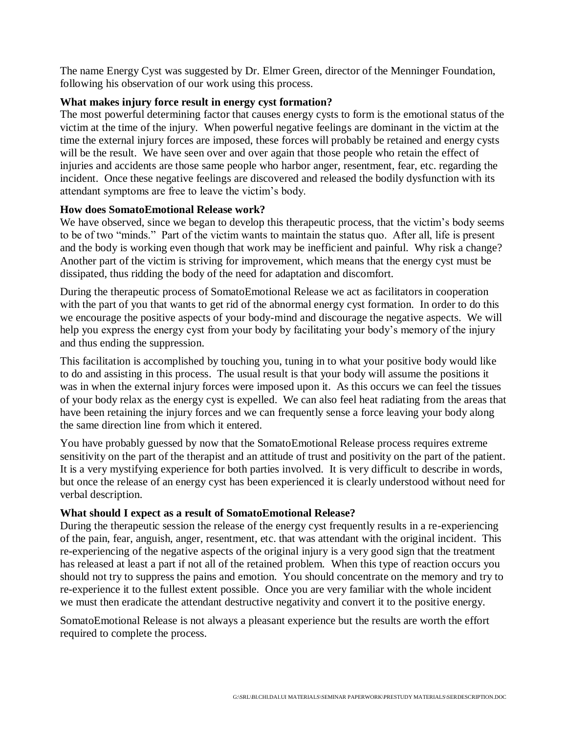The name Energy Cyst was suggested by Dr. Elmer Green, director of the Menninger Foundation, following his observation of our work using this process.

**What makes injury force result in energy cyst formation?**

The most powerful determining factor that causes energy cysts to form is the emotional status of the victim at the time of the injury. When powerful negative feelings are dominant in the victim at the time the external injury forces are imposed, these forces will probably be retained and energy cysts will be the result. We have seen over and over again that those people who retain the effect of injuries and accidents are those same people who harbor anger, resentment, fear, etc. regarding the incident. Once these negative feelings are discovered and released the bodily dysfunction with its attendant symptoms are free to leave the victim's body.

**How does SomatoEmotional Release work?**

We have observed, since we began to develop this therapeutic process, that the victim's body seems to be of two "minds." Part of the victim wants to maintain the status quo. After all, life is present and the body is working even though that work may be inefficient and painful. Why risk a change? Another part of the victim is striving for improvement, which means that the energy cyst must be dissipated, thus ridding the body of the need for adaptation and discomfort.

During the therapeutic process of SomatoEmotional Release we act as facilitators in cooperation with the part of you that wants to get rid of the abnormal energy cyst formation. In order to do this we encourage the positive aspects of your body-mind and discourage the negative aspects. We will help you express the energy cyst from your body by facilitating your body's memory of the injury and thus ending the suppression.

This facilitation is accomplished by touching you, tuning in to what your positive body would like to do and assisting in this process. The usual result is that your body will assume the positions it was in when the external injury forces were imposed upon it. As this occurs we can feel the tissues of your body relax as the energy cyst is expelled. We can also feel heat radiating from the areas that have been retaining the injury forces and we can frequently sense a force leaving your body along the same direction line from which it entered.

You have probably guessed by now that the SomatoEmotional Release process requires extreme sensitivity on the part of the therapist and an attitude of trust and positivity on the part of the patient. It is a very mystifying experience for both parties involved. It is very difficult to describe in words, but once the release of an energy cyst has been experienced it is clearly understood without need for verbal description.

**What should I expect as a result of SomatoEmotional Release?**

During the therapeutic session the release of the energy cyst frequently results in a re-experiencing of the pain, fear, anguish, anger, resentment, etc. that was attendant with the original incident. This re-experiencing of the negative aspects of the original injury is a very good sign that the treatment has released at least a part if not all of the retained problem. When this type of reaction occurs you should not try to suppress the pains and emotion. You should concentrate on the memory and try to re-experience it to the fullest extent possible. Once you are very familiar with the whole incident we must then eradicate the attendant destructive negativity and convert it to the positive energy.

SomatoEmotional Release is not always a pleasant experience but the results are worth the effort required to complete the process.